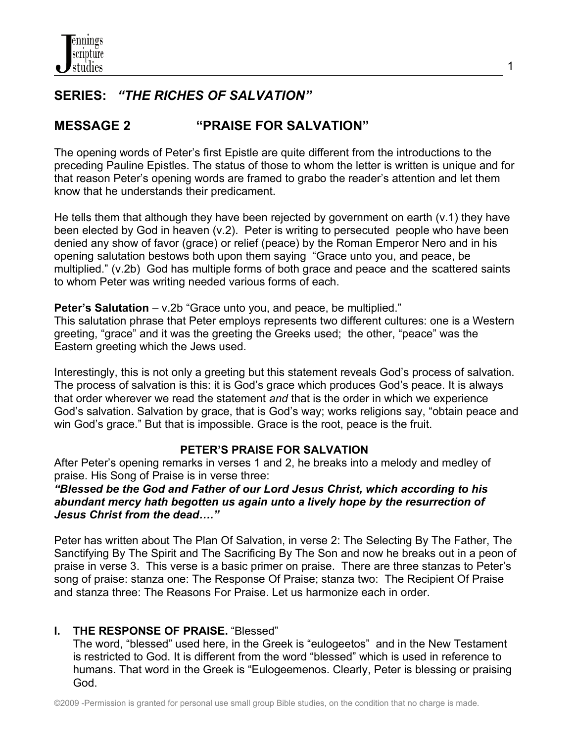## SERIES: *"THE RICHES OF SALVATION"*

## MESSAGE 2 "PRAISE FOR SALVATION"

The opening words of Peter's first Epistle are quite different from the introductions to the preceding Pauline Epistles. The status of those to whom the letter is written is unique and for that reason Peter's opening words are framed to grabo the reader's attention and let them know that he understands their predicament.

He tells them that although they have been rejected by government on earth (v.1) they have been elected by God in heaven (v.2). Peter is writing to persecuted people who have been denied any show of favor (grace) or relief (peace) by the Roman Emperor Nero and in his opening salutation bestows both upon them saying "Grace unto you, and peace, be multiplied." (v.2b) God has multiple forms of both grace and peace and the scattered saints to whom Peter was writing needed various forms of each.

**Peter's Salutation** – v.2b "Grace unto you, and peace, be multiplied."
This salutation phrase that Peter employs represents two different cultures: one is a Western greeting, "grace" and it was the greeting the Greeks used; the other, "peace" was the Eastern greeting which the Jews used.

Interestingly, this is not only a greeting but this statement reveals God's process of salvation. The process of salvation is this: it is God's grace which produces God's peace. It is always that order wherever we read the statement *and* that is the order in which we experience God's salvation. Salvation by grace, that is God's way; works religions say, "obtain peace and win God's grace." But that is impossible. Grace is the root, peace is the fruit.

### PETER'S PRAISE FOR SALVATION

After Peter's opening remarks in verses 1 and 2, he breaks into a melody and medley of praise. His Song of Praise is in verse three:
***"Blessed be the God and Father of our Lord Jesus Christ, which according to his abundant mercy hath begotten us again unto a lively hope by the resurrection of Jesus Christ from the dead…."***

Peter has written about The Plan Of Salvation, in verse 2: The Selecting By The Father, The Sanctifying By The Spirit and The Sacrificing By The Son and now he breaks out in a peon of praise in verse 3. This verse is a basic primer on praise. There are three stanzas to Peter's song of praise: stanza one: The Response Of Praise; stanza two: The Recipient Of Praise and stanza three: The Reasons For Praise. Let us harmonize each in order.

### I. THE RESPONSE OF PRAISE. "Blessed"

The word, "blessed" used here, in the Greek is "eulogeetos" and in the New Testament is restricted to God. It is different from the word "blessed" which is used in reference to humans. That word in the Greek is "Eulogeemenos. Clearly, Peter is blessing or praising God.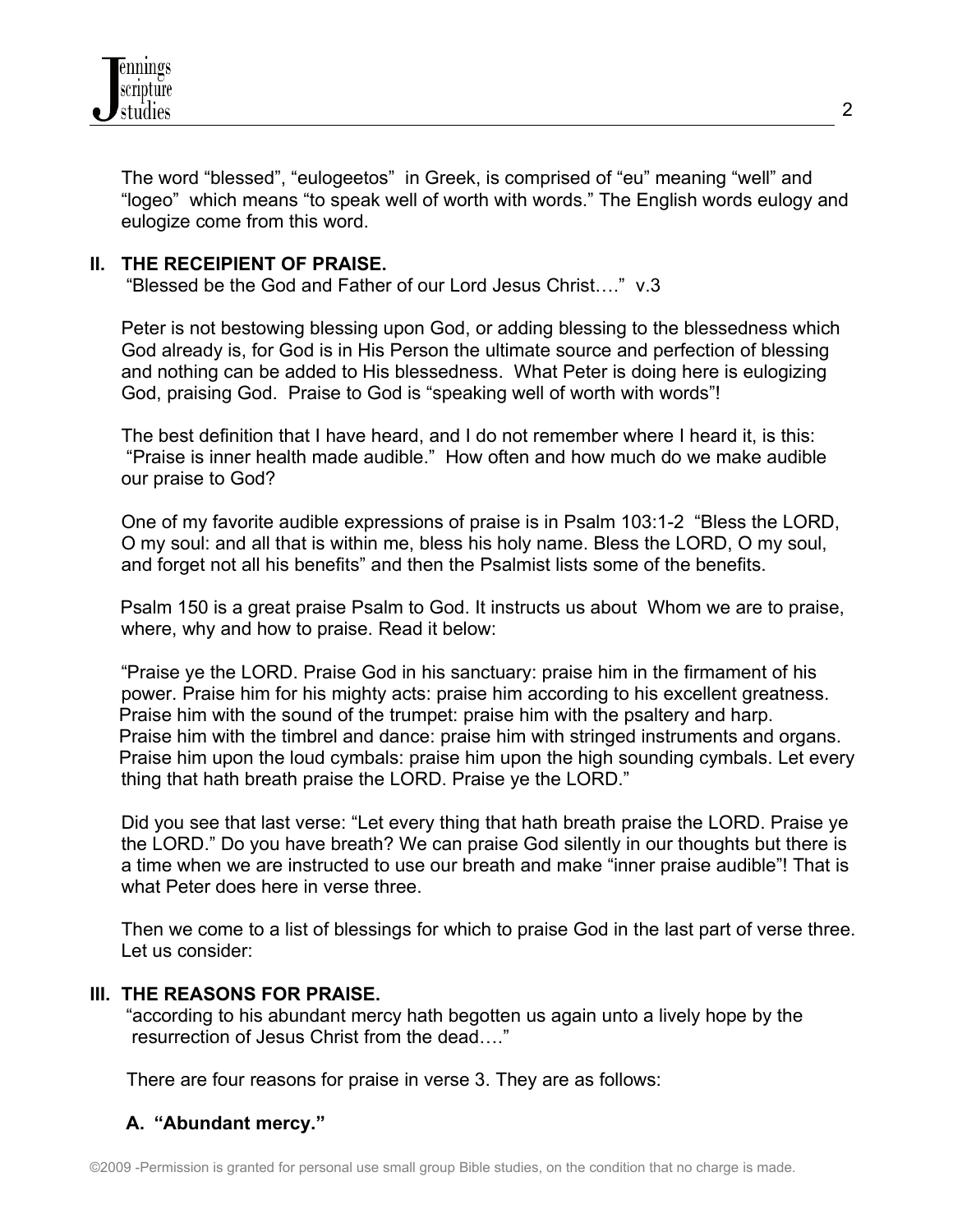The word "blessed", "eulogeetos" in Greek, is comprised of "eu" meaning "well" and "logeo" which means "to speak well of worth with words." The English words eulogy and eulogize come from this word.

## II. THE RECEIPIENT OF PRAISE.

"Blessed be the God and Father of our Lord Jesus Christ…." v.3

Peter is not bestowing blessing upon God, or adding blessing to the blessedness which God already is, for God is in His Person the ultimate source and perfection of blessing and nothing can be added to His blessedness. What Peter is doing here is eulogizing God, praising God. Praise to God is "speaking well of worth with words"!

The best definition that I have heard, and I do not remember where I heard it, is this: "Praise is inner health made audible." How often and how much do we make audible our praise to God?

One of my favorite audible expressions of praise is in Psalm 103:1-2 "Bless the LORD, O my soul: and all that is within me, bless his holy name. Bless the LORD, O my soul, and forget not all his benefits" and then the Psalmist lists some of the benefits.

Psalm 150 is a great praise Psalm to God. It instructs us about Whom we are to praise, where, why and how to praise. Read it below:

"Praise ye the LORD. Praise God in his sanctuary: praise him in the firmament of his power. Praise him for his mighty acts: praise him according to his excellent greatness. Praise him with the sound of the trumpet: praise him with the psaltery and harp. Praise him with the timbrel and dance: praise him with stringed instruments and organs. Praise him upon the loud cymbals: praise him upon the high sounding cymbals. Let every thing that hath breath praise the LORD. Praise ye the LORD."

Did you see that last verse: "Let every thing that hath breath praise the LORD. Praise ye the LORD." Do you have breath? We can praise God silently in our thoughts but there is a time when we are instructed to use our breath and make "inner praise audible"! That is what Peter does here in verse three.

Then we come to a list of blessings for which to praise God in the last part of verse three. Let us consider:

## III. THE REASONS FOR PRAISE.

"according to his abundant mercy hath begotten us again unto a lively hope by the resurrection of Jesus Christ from the dead…."

There are four reasons for praise in verse 3. They are as follows:

### A. "Abundant mercy."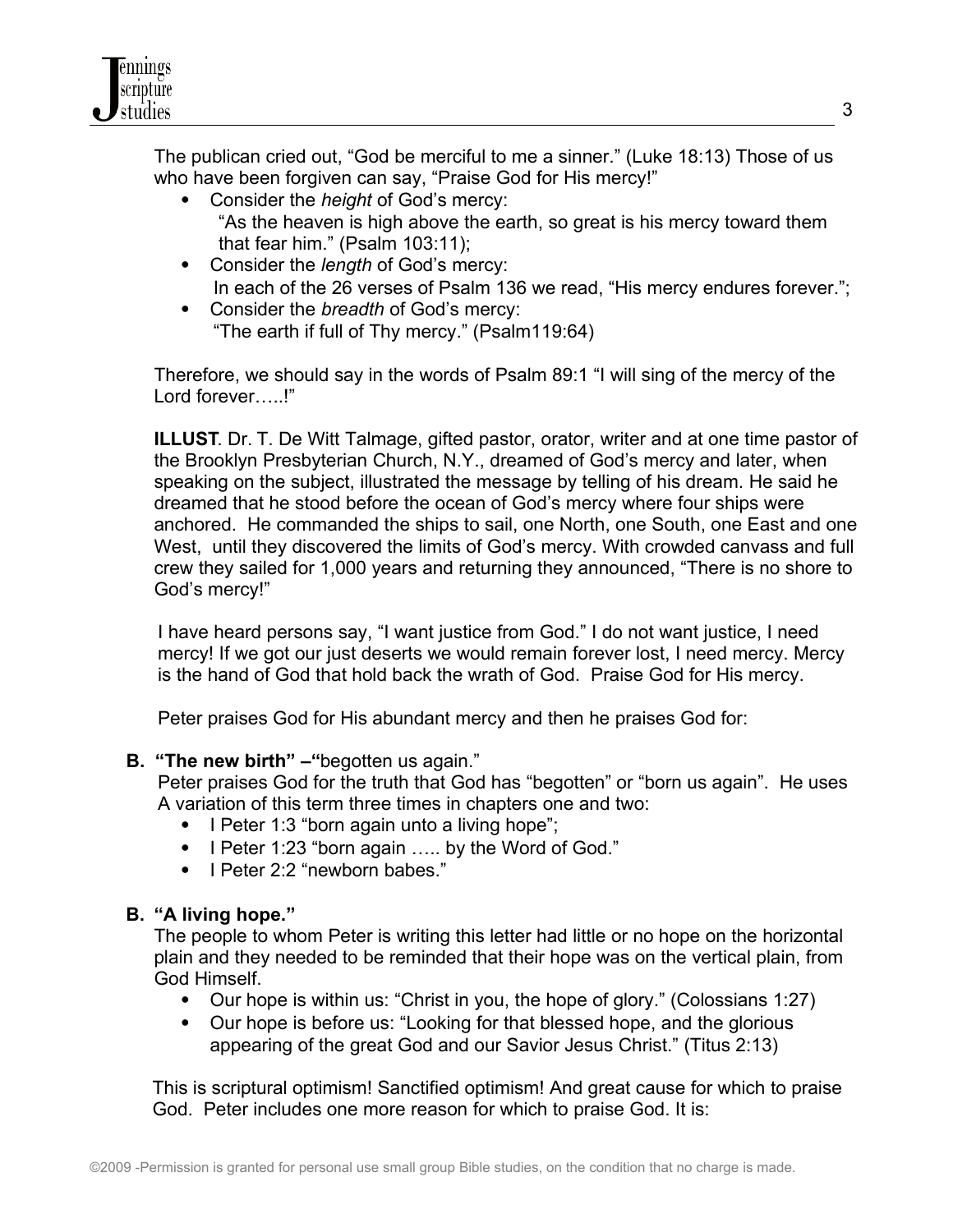The publican cried out, "God be merciful to me a sinner." (Luke 18:13) Those of us who have been forgiven can say, "Praise God for His mercy!"

- Consider the *height* of God's mercy:
  "As the heaven is high above the earth, so great is his mercy toward them that fear him." (Psalm 103:11);
- Consider the *length* of God's mercy:
  In each of the 26 verses of Psalm 136 we read, "His mercy endures forever.";
- Consider the *breadth* of God's mercy:
  "The earth if full of Thy mercy." (Psalm119:64)

Therefore, we should say in the words of Psalm 89:1 "I will sing of the mercy of the Lord forever…..!"

**ILLUST**. Dr. T. De Witt Talmage, gifted pastor, orator, writer and at one time pastor of the Brooklyn Presbyterian Church, N.Y., dreamed of God's mercy and later, when speaking on the subject, illustrated the message by telling of his dream. He said he dreamed that he stood before the ocean of God's mercy where four ships were anchored. He commanded the ships to sail, one North, one South, one East and one West, until they discovered the limits of God's mercy. With crowded canvass and full crew they sailed for 1,000 years and returning they announced, "There is no shore to God's mercy!"

I have heard persons say, "I want justice from God." I do not want justice, I need mercy! If we got our just deserts we would remain forever lost, I need mercy. Mercy is the hand of God that hold back the wrath of God. Praise God for His mercy.

Peter praises God for His abundant mercy and then he praises God for:

**B. "The new birth" –"**begotten us again."

Peter praises God for the truth that God has "begotten" or "born us again". He uses A variation of this term three times in chapters one and two:

- I Peter 1:3 "born again unto a living hope";
- I Peter 1:23 "born again ….. by the Word of God."
- I Peter 2:2 "newborn babes."

**B. "A living hope."**

The people to whom Peter is writing this letter had little or no hope on the horizontal plain and they needed to be reminded that their hope was on the vertical plain, from God Himself.

- Our hope is within us: "Christ in you, the hope of glory." (Colossians 1:27)
- Our hope is before us: "Looking for that blessed hope, and the glorious appearing of the great God and our Savior Jesus Christ." (Titus 2:13)

This is scriptural optimism! Sanctified optimism! And great cause for which to praise God. Peter includes one more reason for which to praise God. It is: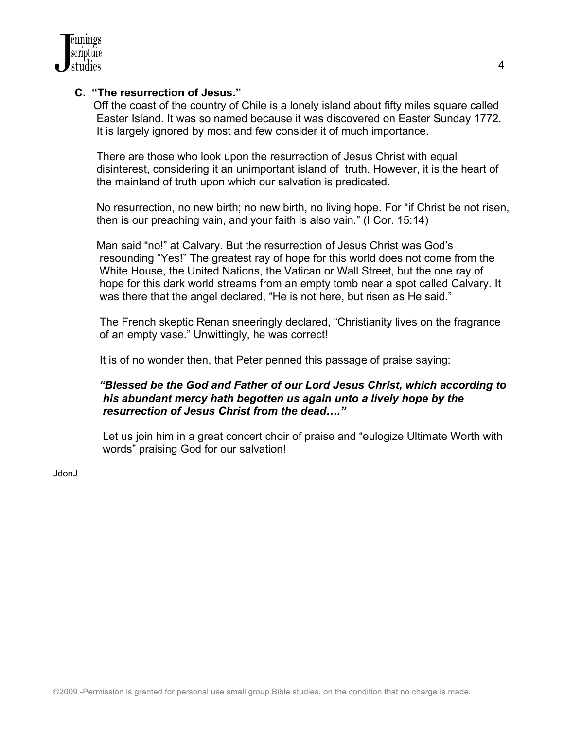### C. "The resurrection of Jesus."

Off the coast of the country of Chile is a lonely island about fifty miles square called Easter Island. It was so named because it was discovered on Easter Sunday 1772. It is largely ignored by most and few consider it of much importance.

There are those who look upon the resurrection of Jesus Christ with equal disinterest, considering it an unimportant island of truth. However, it is the heart of the mainland of truth upon which our salvation is predicated.

No resurrection, no new birth; no new birth, no living hope. For "if Christ be not risen, then is our preaching vain, and your faith is also vain." (I Cor. 15:14)

Man said "no!" at Calvary. But the resurrection of Jesus Christ was God's resounding "Yes!" The greatest ray of hope for this world does not come from the White House, the United Nations, the Vatican or Wall Street, but the one ray of hope for this dark world streams from an empty tomb near a spot called Calvary. It was there that the angel declared, "He is not here, but risen as He said."

The French skeptic Renan sneeringly declared, "Christianity lives on the fragrance of an empty vase." Unwittingly, he was correct!

It is of no wonder then, that Peter penned this passage of praise saying:

***"Blessed be the God and Father of our Lord Jesus Christ, which according to his abundant mercy hath begotten us again unto a lively hope by the resurrection of Jesus Christ from the dead…."***

Let us join him in a great concert choir of praise and "eulogize Ultimate Worth with words" praising God for our salvation!

JdonJ

©2009 -Permission is granted for personal use small group Bible studies, on the condition that no charge is made.